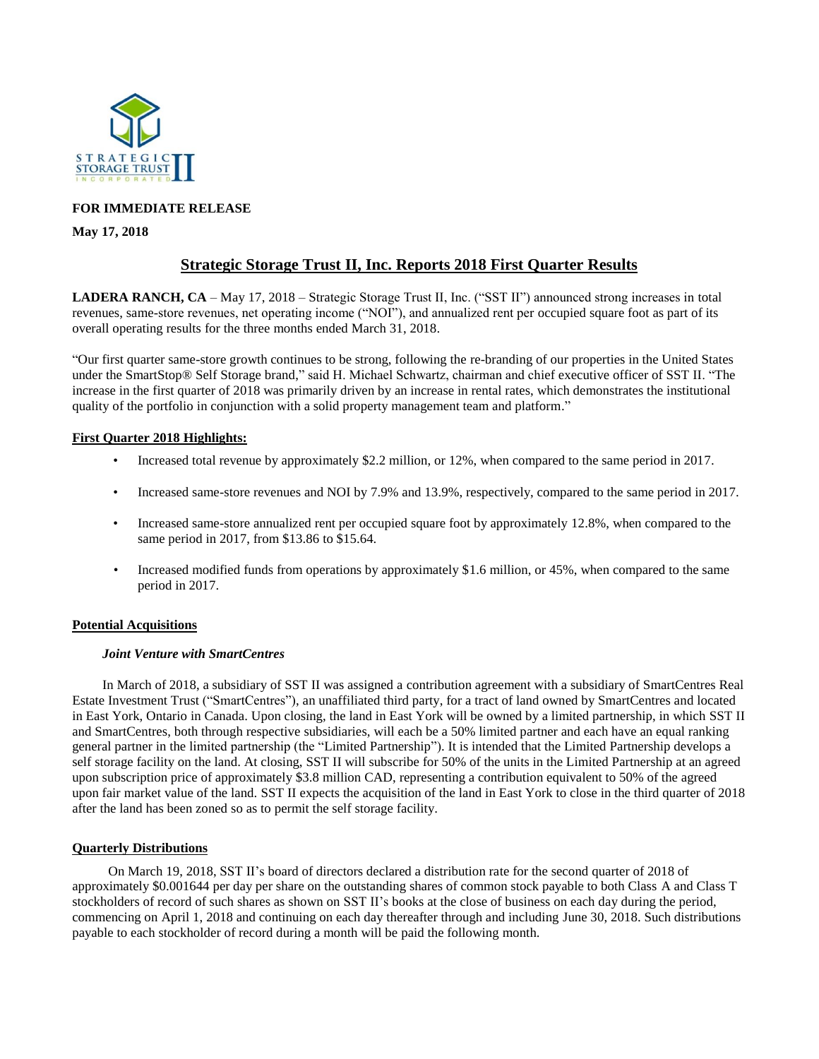**FOR IMMEDIATE RELEASE**

**May 17, 2018**

# Strategic Storage Trust II, Inc. Reports 2018 First Quarter Results

**LADERA RANCH, CA** – May 17, 2018 – Strategic Storage Trust II, Inc. ("SST II") announced strong increases in total revenues, same-store revenues, net operating income ("NOI"), and annualized rent per occupied square foot as part of its overall operating results for the three months ended March 31, 2018.

"Our first quarter same-store growth continues to be strong, following the re-branding of our properties in the United States under the SmartStop® Self Storage brand," said H. Michael Schwartz, chairman and chief executive officer of SST II. "The increase in the first quarter of 2018 was primarily driven by an increase in rental rates, which demonstrates the institutional quality of the portfolio in conjunction with a solid property management team and platform."

## First Quarter 2018 Highlights:

- Increased total revenue by approximately $2.2 million, or 12%, when compared to the same period in 2017.
- Increased same-store revenues and NOI by 7.9% and 13.9%, respectively, compared to the same period in 2017.
- Increased same-store annualized rent per occupied square foot by approximately 12.8%, when compared to the same period in 2017, from $13.86 to $15.64.
- Increased modified funds from operations by approximately $1.6 million, or 45%, when compared to the same period in 2017.

## Potential Acquisitions

### *Joint Venture with SmartCentres*

In March of 2018, a subsidiary of SST II was assigned a contribution agreement with a subsidiary of SmartCentres Real Estate Investment Trust ("SmartCentres"), an unaffiliated third party, for a tract of land owned by SmartCentres and located in East York, Ontario in Canada. Upon closing, the land in East York will be owned by a limited partnership, in which SST II and SmartCentres, both through respective subsidiaries, will each be a 50% limited partner and each have an equal ranking general partner in the limited partnership (the "Limited Partnership"). It is intended that the Limited Partnership develops a self storage facility on the land. At closing, SST II will subscribe for 50% of the units in the Limited Partnership at an agreed upon subscription price of approximately $3.8 million CAD, representing a contribution equivalent to 50% of the agreed upon fair market value of the land. SST II expects the acquisition of the land in East York to close in the third quarter of 2018 after the land has been zoned so as to permit the self storage facility.

## Quarterly Distributions

On March 19, 2018, SST II's board of directors declared a distribution rate for the second quarter of 2018 of approximately $0.001644 per day per share on the outstanding shares of common stock payable to both Class A and Class T stockholders of record of such shares as shown on SST II's books at the close of business on each day during the period, commencing on April 1, 2018 and continuing on each day thereafter through and including June 30, 2018. Such distributions payable to each stockholder of record during a month will be paid the following month.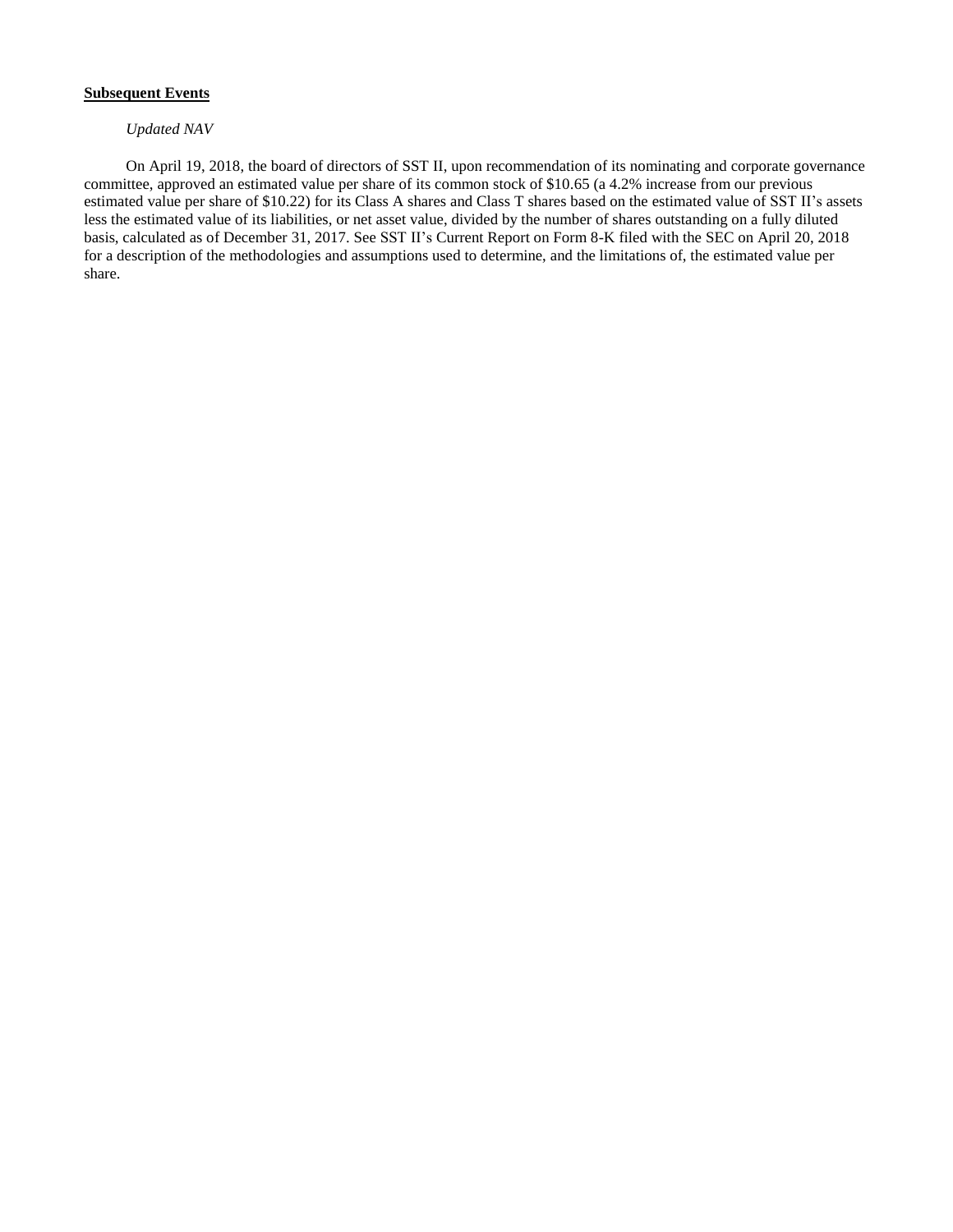**Subsequent Events**

*Updated NAV*

On April 19, 2018, the board of directors of SST II, upon recommendation of its nominating and corporate governance committee, approved an estimated value per share of its common stock of $10.65 (a 4.2% increase from our previous estimated value per share of $10.22) for its Class A shares and Class T shares based on the estimated value of SST II's assets less the estimated value of its liabilities, or net asset value, divided by the number of shares outstanding on a fully diluted basis, calculated as of December 31, 2017. See SST II's Current Report on Form 8-K filed with the SEC on April 20, 2018 for a description of the methodologies and assumptions used to determine, and the limitations of, the estimated value per share.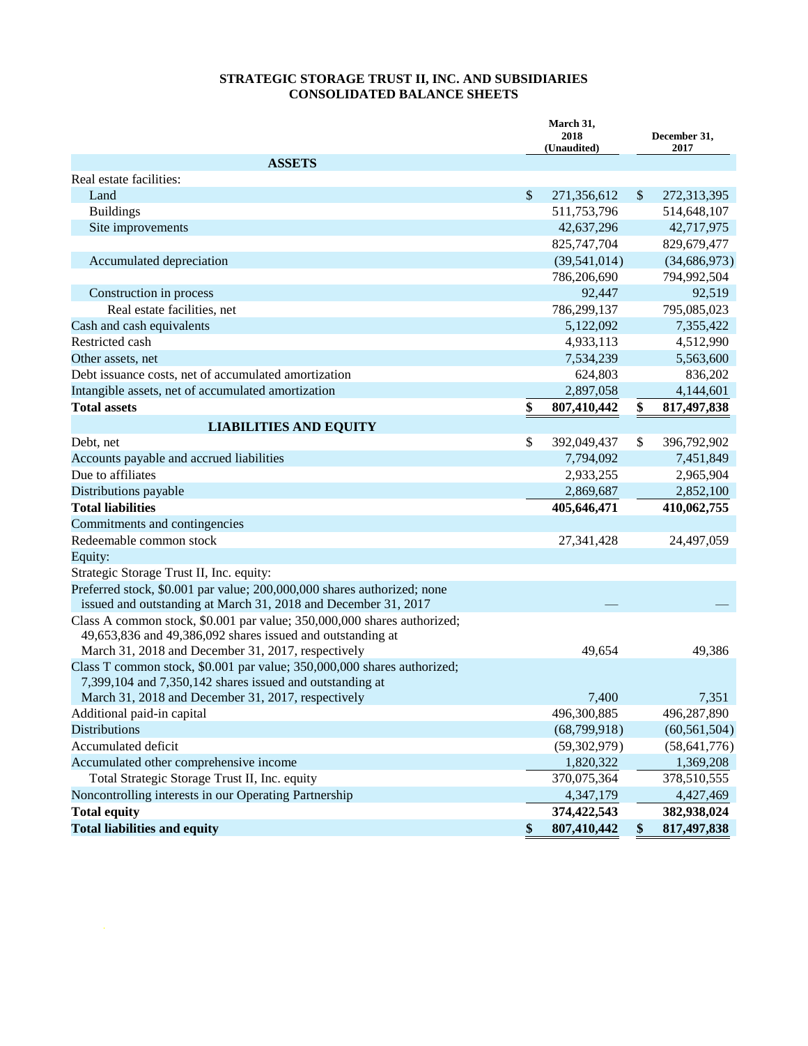# STRATEGIC STORAGE TRUST II, INC. AND SUBSIDIARIES
# CONSOLIDATED BALANCE SHEETS

| | March 31, 2018 (Unaudited) | December 31, 2017 |
|---|---|---|
| **ASSETS** | | |
| Real estate facilities: | | |
| Land | $ 271,356,612 | $ 272,313,395 |
| Buildings | 511,753,796 | 514,648,107 |
| Site improvements | 42,637,296 | 42,717,975 |
| | 825,747,704 | 829,679,477 |
| Accumulated depreciation | (39,541,014) | (34,686,973) |
| | 786,206,690 | 794,992,504 |
| Construction in process | 92,447 | 92,519 |
| Real estate facilities, net | 786,299,137 | 795,085,023 |
| Cash and cash equivalents | 5,122,092 | 7,355,422 |
| Restricted cash | 4,933,113 | 4,512,990 |
| Other assets, net | 7,534,239 | 5,563,600 |
| Debt issuance costs, net of accumulated amortization | 624,803 | 836,202 |
| Intangible assets, net of accumulated amortization | 2,897,058 | 4,144,601 |
| **Total assets** | **$ 807,410,442** | **$ 817,497,838** |
| **LIABILITIES AND EQUITY** | | |
| Debt, net | $ 392,049,437 | $ 396,792,902 |
| Accounts payable and accrued liabilities | 7,794,092 | 7,451,849 |
| Due to affiliates | 2,933,255 | 2,965,904 |
| Distributions payable | 2,869,687 | 2,852,100 |
| **Total liabilities** | **405,646,471** | **410,062,755** |
| Commitments and contingencies | | |
| Redeemable common stock | 27,341,428 | 24,497,059 |
| Equity: | | |
| Strategic Storage Trust II, Inc. equity: | | |
| Preferred stock, $0.001 par value; 200,000,000 shares authorized; none issued and outstanding at March 31, 2018 and December 31, 2017 | — | — |
| Class A common stock, $0.001 par value; 350,000,000 shares authorized; 49,653,836 and 49,386,092 shares issued and outstanding at March 31, 2018 and December 31, 2017, respectively | 49,654 | 49,386 |
| Class T common stock, $0.001 par value; 350,000,000 shares authorized; 7,399,104 and 7,350,142 shares issued and outstanding at March 31, 2018 and December 31, 2017, respectively | 7,400 | 7,351 |
| Additional paid-in capital | 496,300,885 | 496,287,890 |
| Distributions | (68,799,918) | (60,561,504) |
| Accumulated deficit | (59,302,979) | (58,641,776) |
| Accumulated other comprehensive income | 1,820,322 | 1,369,208 |
| Total Strategic Storage Trust II, Inc. equity | 370,075,364 | 378,510,555 |
| Noncontrolling interests in our Operating Partnership | 4,347,179 | 4,427,469 |
| **Total equity** | **374,422,543** | **382,938,024** |
| **Total liabilities and equity** | **$ 807,410,442** | **$ 817,497,838** |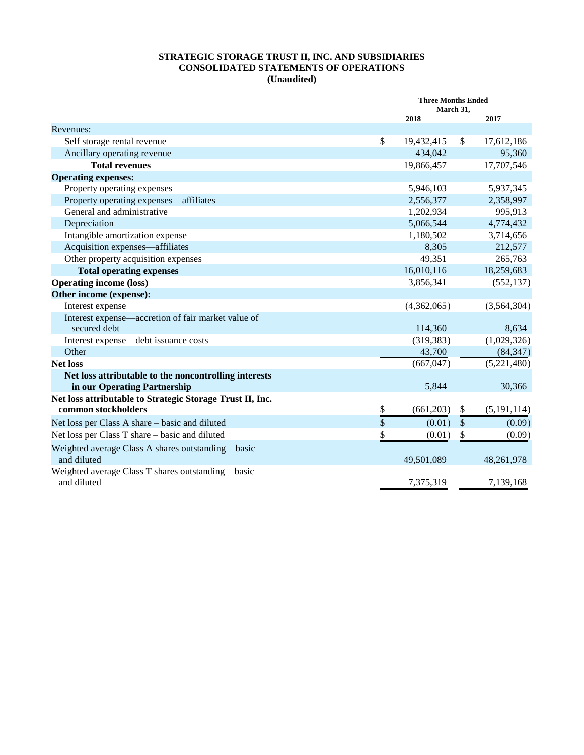**STRATEGIC STORAGE TRUST II, INC. AND SUBSIDIARIES**
**CONSOLIDATED STATEMENTS OF OPERATIONS**
**(Unaudited)**

| | Three Months Ended March 31, | |
|---|---|---|
| | **2018** | **2017** |
| Revenues: | | |
| Self storage rental revenue | $ 19,432,415 | $ 17,612,186 |
| Ancillary operating revenue | 434,042 | 95,360 |
| **Total revenues** | 19,866,457 | 17,707,546 |
| **Operating expenses:** | | |
| Property operating expenses | 5,946,103 | 5,937,345 |
| Property operating expenses – affiliates | 2,556,377 | 2,358,997 |
| General and administrative | 1,202,934 | 995,913 |
| Depreciation | 5,066,544 | 4,774,432 |
| Intangible amortization expense | 1,180,502 | 3,714,656 |
| Acquisition expenses—affiliates | 8,305 | 212,577 |
| Other property acquisition expenses | 49,351 | 265,763 |
| **Total operating expenses** | 16,010,116 | 18,259,683 |
| **Operating income (loss)** | 3,856,341 | (552,137) |
| **Other income (expense):** | | |
| Interest expense | (4,362,065) | (3,564,304) |
| Interest expense—accretion of fair market value of secured debt | 114,360 | 8,634 |
| Interest expense—debt issuance costs | (319,383) | (1,029,326) |
| Other | 43,700 | (84,347) |
| **Net loss** | (667,047) | (5,221,480) |
| **Net loss attributable to the noncontrolling interests in our Operating Partnership** | 5,844 | 30,366 |
| **Net loss attributable to Strategic Storage Trust II, Inc. common stockholders** | $ (661,203) | $ (5,191,114) |
| Net loss per Class A share – basic and diluted | $ (0.01) | $ (0.09) |
| Net loss per Class T share – basic and diluted | $ (0.01) | $ (0.09) |
| Weighted average Class A shares outstanding – basic and diluted | 49,501,089 | 48,261,978 |
| Weighted average Class T shares outstanding – basic and diluted | 7,375,319 | 7,139,168 |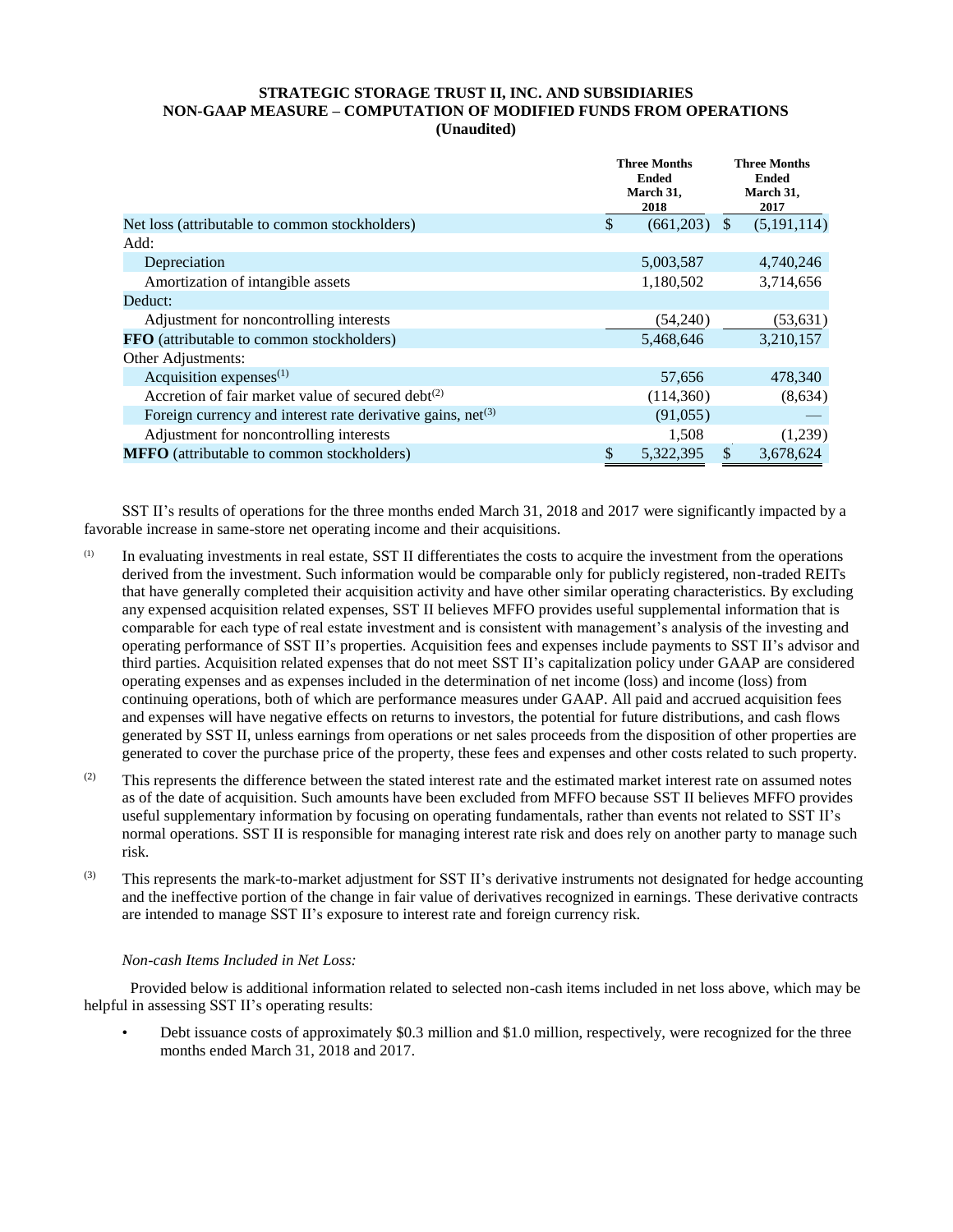**STRATEGIC STORAGE TRUST II, INC. AND SUBSIDIARIES**
**NON-GAAP MEASURE – COMPUTATION OF MODIFIED FUNDS FROM OPERATIONS**
**(Unaudited)**

| | Three Months Ended March 31, 2018 | Three Months Ended March 31, 2017 |
|---|---|---|
| Net loss (attributable to common stockholders) | $ (661,203) | $ (5,191,114) |
| Add: | | |
| Depreciation | 5,003,587 | 4,740,246 |
| Amortization of intangible assets | 1,180,502 | 3,714,656 |
| Deduct: | | |
| Adjustment for noncontrolling interests | (54,240) | (53,631) |
| **FFO** (attributable to common stockholders) | 5,468,646 | 3,210,157 |
| Other Adjustments: | | |
| Acquisition expenses(1) | 57,656 | 478,340 |
| Accretion of fair market value of secured debt(2) | (114,360) | (8,634) |
| Foreign currency and interest rate derivative gains, net(3) | (91,055) | — |
| Adjustment for noncontrolling interests | 1,508 | (1,239) |
| **MFFO** (attributable to common stockholders) | $ 5,322,395 | $ 3,678,624 |

SST II's results of operations for the three months ended March 31, 2018 and 2017 were significantly impacted by a favorable increase in same-store net operating income and their acquisitions.

(1) In evaluating investments in real estate, SST II differentiates the costs to acquire the investment from the operations derived from the investment. Such information would be comparable only for publicly registered, non-traded REITs that have generally completed their acquisition activity and have other similar operating characteristics. By excluding any expensed acquisition related expenses, SST II believes MFFO provides useful supplemental information that is comparable for each type of real estate investment and is consistent with management's analysis of the investing and operating performance of SST II's properties. Acquisition fees and expenses include payments to SST II's advisor and third parties. Acquisition related expenses that do not meet SST II's capitalization policy under GAAP are considered operating expenses and as expenses included in the determination of net income (loss) and income (loss) from continuing operations, both of which are performance measures under GAAP. All paid and accrued acquisition fees and expenses will have negative effects on returns to investors, the potential for future distributions, and cash flows generated by SST II, unless earnings from operations or net sales proceeds from the disposition of other properties are generated to cover the purchase price of the property, these fees and expenses and other costs related to such property.

(2) This represents the difference between the stated interest rate and the estimated market interest rate on assumed notes as of the date of acquisition. Such amounts have been excluded from MFFO because SST II believes MFFO provides useful supplementary information by focusing on operating fundamentals, rather than events not related to SST II's normal operations. SST II is responsible for managing interest rate risk and does rely on another party to manage such risk.

(3) This represents the mark-to-market adjustment for SST II's derivative instruments not designated for hedge accounting and the ineffective portion of the change in fair value of derivatives recognized in earnings. These derivative contracts are intended to manage SST II's exposure to interest rate and foreign currency risk.

*Non-cash Items Included in Net Loss:*

Provided below is additional information related to selected non-cash items included in net loss above, which may be helpful in assessing SST II's operating results:

- Debt issuance costs of approximately \$0.3 million and \$1.0 million, respectively, were recognized for the three months ended March 31, 2018 and 2017.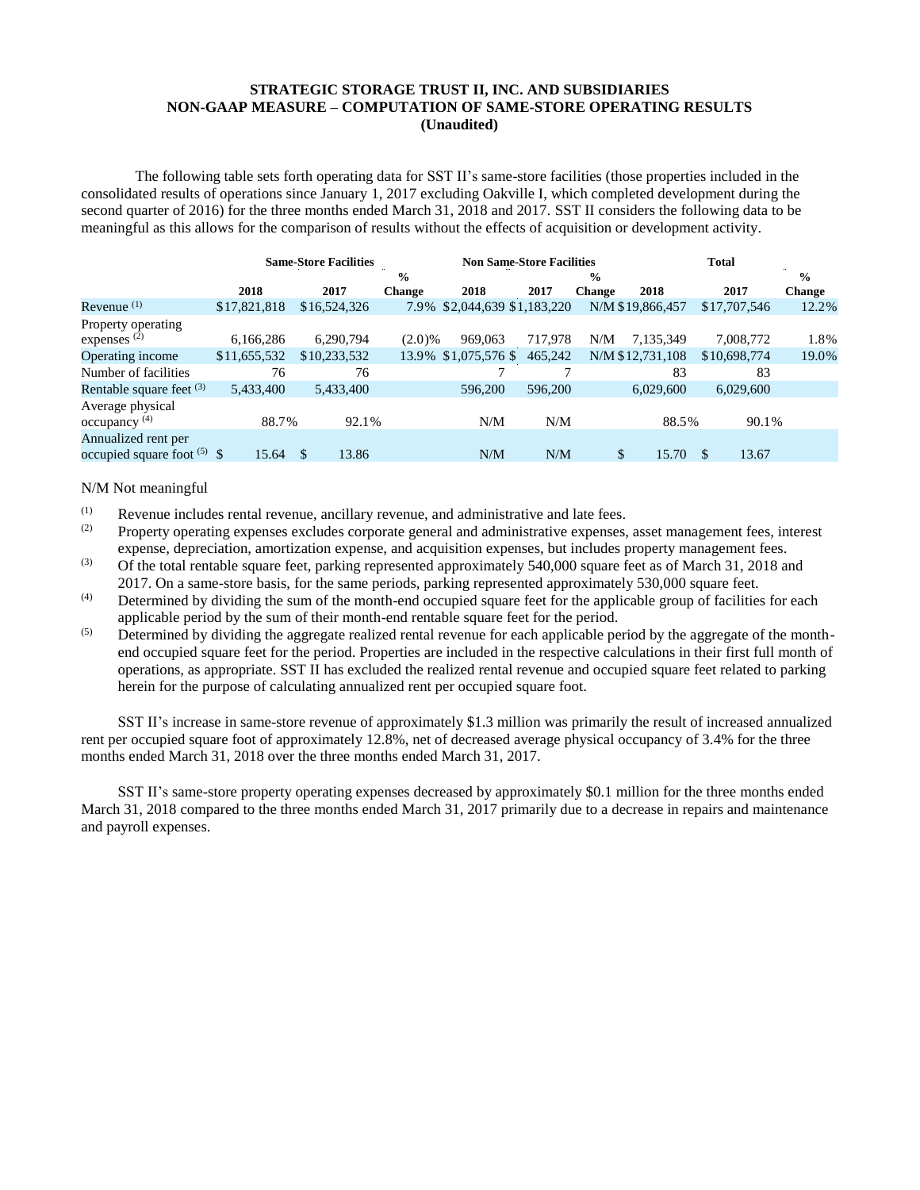# STRATEGIC STORAGE TRUST II, INC. AND SUBSIDIARIES
## NON-GAAP MEASURE – COMPUTATION OF SAME-STORE OPERATING RESULTS
### (Unaudited)

The following table sets forth operating data for SST II's same-store facilities (those properties included in the consolidated results of operations since January 1, 2017 excluding Oakville I, which completed development during the second quarter of 2016) for the three months ended March 31, 2018 and 2017. SST II considers the following data to be meaningful as this allows for the comparison of results without the effects of acquisition or development activity.

| | Same-Store Facilities | | | Non Same-Store Facilities | | | Total | | |
|---|---|---|---|---|---|---|---|---|---|
| | 2018 | 2017 | % Change | 2018 | 2017 | % Change | 2018 | 2017 | % Change |
| Revenue [(1)] | $17,821,818 | $16,524,326 | 7.9% | $2,044,639 | $1,183,220 | N/M | $19,866,457 | $17,707,546 | 12.2% |
| Property operating expenses [(2)] | 6,166,286 | 6,290,794 | (2.0)% | 969,063 | 717,978 | N/M | 7,135,349 | 7,008,772 | 1.8% |
| Operating income | $11,655,532 | $10,233,532 | 13.9% | $1,075,576 | $ 465,242 | N/M | $12,731,108 | $10,698,774 | 19.0% |
| Number of facilities | 76 | 76 | | 7 | 7 | | 83 | 83 | |
| Rentable square feet [(3)] | 5,433,400 | 5,433,400 | | 596,200 | 596,200 | | 6,029,600 | 6,029,600 | |
| Average physical occupancy [(4)] | 88.7% | 92.1% | | N/M | N/M | | 88.5% | 90.1% | |
| Annualized rent per occupied square foot [(5)] | $ 15.64 | $ 13.86 | | N/M | N/M | | $ 15.70 | $ 13.67 | |

N/M Not meaningful

(1) Revenue includes rental revenue, ancillary revenue, and administrative and late fees.

(2) Property operating expenses excludes corporate general and administrative expenses, asset management fees, interest expense, depreciation, amortization expense, and acquisition expenses, but includes property management fees.

(3) Of the total rentable square feet, parking represented approximately 540,000 square feet as of March 31, 2018 and 2017. On a same-store basis, for the same periods, parking represented approximately 530,000 square feet.

(4) Determined by dividing the sum of the month-end occupied square feet for the applicable group of facilities for each applicable period by the sum of their month-end rentable square feet for the period.

(5) Determined by dividing the aggregate realized rental revenue for each applicable period by the aggregate of the month-end occupied square feet for the period. Properties are included in the respective calculations in their first full month of operations, as appropriate. SST II has excluded the realized rental revenue and occupied square feet related to parking herein for the purpose of calculating annualized rent per occupied square foot.

SST II's increase in same-store revenue of approximately $1.3 million was primarily the result of increased annualized rent per occupied square foot of approximately 12.8%, net of decreased average physical occupancy of 3.4% for the three months ended March 31, 2018 over the three months ended March 31, 2017.

SST II's same-store property operating expenses decreased by approximately $0.1 million for the three months ended March 31, 2018 compared to the three months ended March 31, 2017 primarily due to a decrease in repairs and maintenance and payroll expenses.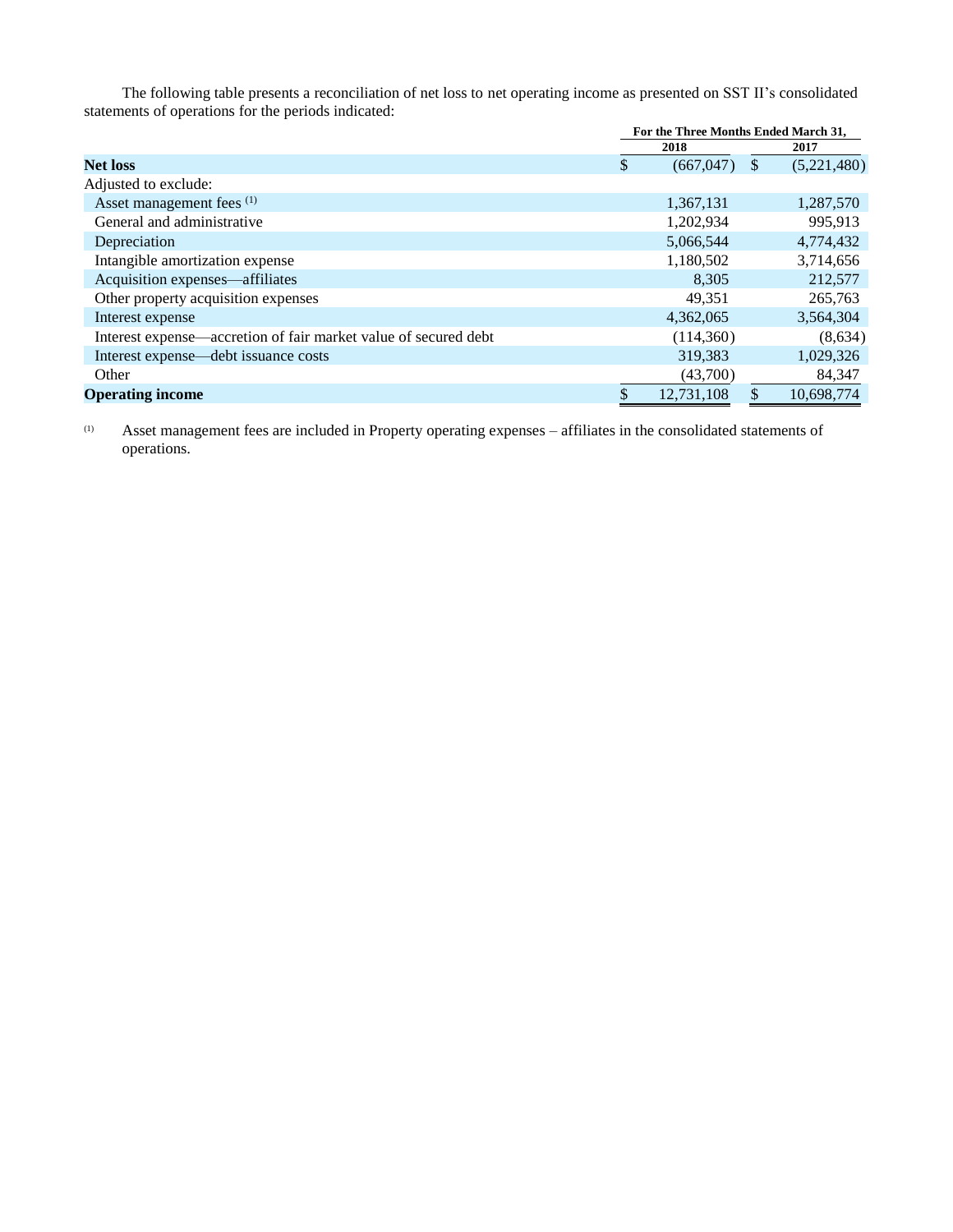The following table presents a reconciliation of net loss to net operating income as presented on SST II's consolidated statements of operations for the periods indicated:

| | For the Three Months Ended March 31, | |
|---|---|---|
| | 2018 | 2017 |
| **Net loss** | $ (667,047) | $ (5,221,480) |
| Adjusted to exclude: | | |
| Asset management fees [(1)] | 1,367,131 | 1,287,570 |
| General and administrative | 1,202,934 | 995,913 |
| Depreciation | 5,066,544 | 4,774,432 |
| Intangible amortization expense | 1,180,502 | 3,714,656 |
| Acquisition expenses—affiliates | 8,305 | 212,577 |
| Other property acquisition expenses | 49,351 | 265,763 |
| Interest expense | 4,362,065 | 3,564,304 |
| Interest expense—accretion of fair market value of secured debt | (114,360) | (8,634) |
| Interest expense—debt issuance costs | 319,383 | 1,029,326 |
| Other | (43,700) | 84,347 |
| **Operating income** | $ 12,731,108 | $ 10,698,774 |

(1) Asset management fees are included in Property operating expenses – affiliates in the consolidated statements of operations.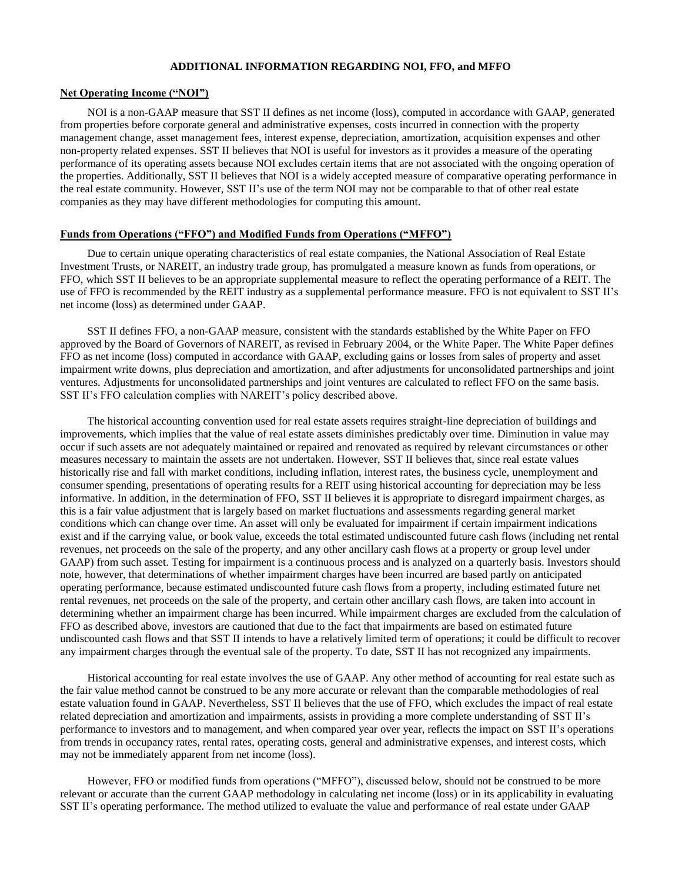## ADDITIONAL INFORMATION REGARDING NOI, FFO, and MFFO

### Net Operating Income ("NOI")

NOI is a non-GAAP measure that SST II defines as net income (loss), computed in accordance with GAAP, generated from properties before corporate general and administrative expenses, costs incurred in connection with the property management change, asset management fees, interest expense, depreciation, amortization, acquisition expenses and other non-property related expenses. SST II believes that NOI is useful for investors as it provides a measure of the operating performance of its operating assets because NOI excludes certain items that are not associated with the ongoing operation of the properties. Additionally, SST II believes that NOI is a widely accepted measure of comparative operating performance in the real estate community. However, SST II's use of the term NOI may not be comparable to that of other real estate companies as they may have different methodologies for computing this amount.

### Funds from Operations ("FFO") and Modified Funds from Operations ("MFFO")

Due to certain unique operating characteristics of real estate companies, the National Association of Real Estate Investment Trusts, or NAREIT, an industry trade group, has promulgated a measure known as funds from operations, or FFO, which SST II believes to be an appropriate supplemental measure to reflect the operating performance of a REIT. The use of FFO is recommended by the REIT industry as a supplemental performance measure. FFO is not equivalent to SST II's net income (loss) as determined under GAAP.

SST II defines FFO, a non-GAAP measure, consistent with the standards established by the White Paper on FFO approved by the Board of Governors of NAREIT, as revised in February 2004, or the White Paper. The White Paper defines FFO as net income (loss) computed in accordance with GAAP, excluding gains or losses from sales of property and asset impairment write downs, plus depreciation and amortization, and after adjustments for unconsolidated partnerships and joint ventures. Adjustments for unconsolidated partnerships and joint ventures are calculated to reflect FFO on the same basis. SST II's FFO calculation complies with NAREIT's policy described above.

The historical accounting convention used for real estate assets requires straight-line depreciation of buildings and improvements, which implies that the value of real estate assets diminishes predictably over time. Diminution in value may occur if such assets are not adequately maintained or repaired and renovated as required by relevant circumstances or other measures necessary to maintain the assets are not undertaken. However, SST II believes that, since real estate values historically rise and fall with market conditions, including inflation, interest rates, the business cycle, unemployment and consumer spending, presentations of operating results for a REIT using historical accounting for depreciation may be less informative. In addition, in the determination of FFO, SST II believes it is appropriate to disregard impairment charges, as this is a fair value adjustment that is largely based on market fluctuations and assessments regarding general market conditions which can change over time. An asset will only be evaluated for impairment if certain impairment indications exist and if the carrying value, or book value, exceeds the total estimated undiscounted future cash flows (including net rental revenues, net proceeds on the sale of the property, and any other ancillary cash flows at a property or group level under GAAP) from such asset. Testing for impairment is a continuous process and is analyzed on a quarterly basis. Investors should note, however, that determinations of whether impairment charges have been incurred are based partly on anticipated operating performance, because estimated undiscounted future cash flows from a property, including estimated future net rental revenues, net proceeds on the sale of the property, and certain other ancillary cash flows, are taken into account in determining whether an impairment charge has been incurred. While impairment charges are excluded from the calculation of FFO as described above, investors are cautioned that due to the fact that impairments are based on estimated future undiscounted cash flows and that SST II intends to have a relatively limited term of operations; it could be difficult to recover any impairment charges through the eventual sale of the property. To date, SST II has not recognized any impairments.

Historical accounting for real estate involves the use of GAAP. Any other method of accounting for real estate such as the fair value method cannot be construed to be any more accurate or relevant than the comparable methodologies of real estate valuation found in GAAP. Nevertheless, SST II believes that the use of FFO, which excludes the impact of real estate related depreciation and amortization and impairments, assists in providing a more complete understanding of SST II's performance to investors and to management, and when compared year over year, reflects the impact on SST II's operations from trends in occupancy rates, rental rates, operating costs, general and administrative expenses, and interest costs, which may not be immediately apparent from net income (loss).

However, FFO or modified funds from operations ("MFFO"), discussed below, should not be construed to be more relevant or accurate than the current GAAP methodology in calculating net income (loss) or in its applicability in evaluating SST II's operating performance. The method utilized to evaluate the value and performance of real estate under GAAP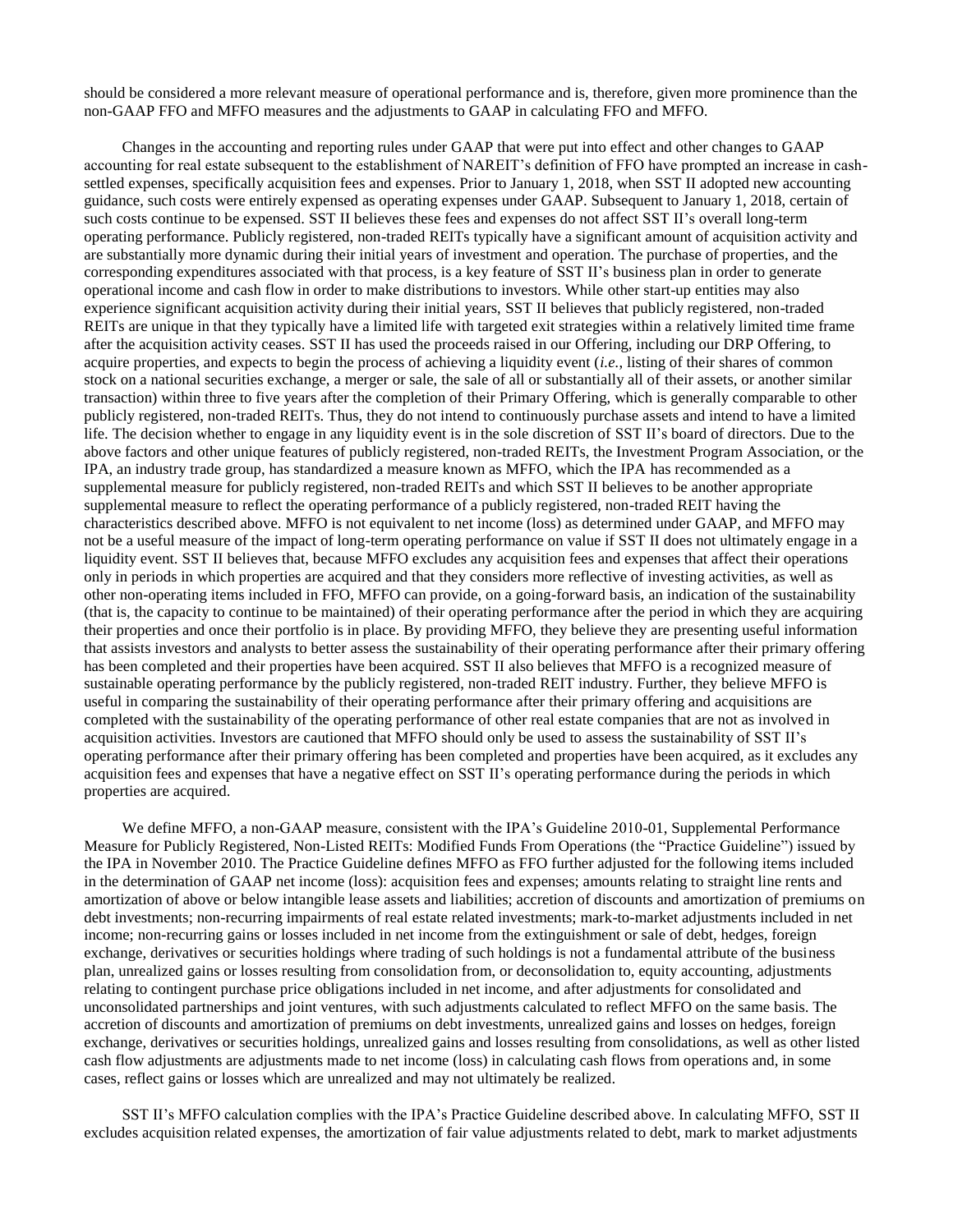should be considered a more relevant measure of operational performance and is, therefore, given more prominence than the non-GAAP FFO and MFFO measures and the adjustments to GAAP in calculating FFO and MFFO.

Changes in the accounting and reporting rules under GAAP that were put into effect and other changes to GAAP accounting for real estate subsequent to the establishment of NAREIT's definition of FFO have prompted an increase in cash-settled expenses, specifically acquisition fees and expenses. Prior to January 1, 2018, when SST II adopted new accounting guidance, such costs were entirely expensed as operating expenses under GAAP. Subsequent to January 1, 2018, certain of such costs continue to be expensed. SST II believes these fees and expenses do not affect SST II's overall long-term operating performance. Publicly registered, non-traded REITs typically have a significant amount of acquisition activity and are substantially more dynamic during their initial years of investment and operation. The purchase of properties, and the corresponding expenditures associated with that process, is a key feature of SST II's business plan in order to generate operational income and cash flow in order to make distributions to investors. While other start-up entities may also experience significant acquisition activity during their initial years, SST II believes that publicly registered, non-traded REITs are unique in that they typically have a limited life with targeted exit strategies within a relatively limited time frame after the acquisition activity ceases. SST II has used the proceeds raised in our Offering, including our DRP Offering, to acquire properties, and expects to begin the process of achieving a liquidity event (*i.e.*, listing of their shares of common stock on a national securities exchange, a merger or sale, the sale of all or substantially all of their assets, or another similar transaction) within three to five years after the completion of their Primary Offering, which is generally comparable to other publicly registered, non-traded REITs. Thus, they do not intend to continuously purchase assets and intend to have a limited life. The decision whether to engage in any liquidity event is in the sole discretion of SST II's board of directors. Due to the above factors and other unique features of publicly registered, non-traded REITs, the Investment Program Association, or the IPA, an industry trade group, has standardized a measure known as MFFO, which the IPA has recommended as a supplemental measure for publicly registered, non-traded REITs and which SST II believes to be another appropriate supplemental measure to reflect the operating performance of a publicly registered, non-traded REIT having the characteristics described above. MFFO is not equivalent to net income (loss) as determined under GAAP, and MFFO may not be a useful measure of the impact of long-term operating performance on value if SST II does not ultimately engage in a liquidity event. SST II believes that, because MFFO excludes any acquisition fees and expenses that affect their operations only in periods in which properties are acquired and that they considers more reflective of investing activities, as well as other non-operating items included in FFO, MFFO can provide, on a going-forward basis, an indication of the sustainability (that is, the capacity to continue to be maintained) of their operating performance after the period in which they are acquiring their properties and once their portfolio is in place. By providing MFFO, they believe they are presenting useful information that assists investors and analysts to better assess the sustainability of their operating performance after their primary offering has been completed and their properties have been acquired. SST II also believes that MFFO is a recognized measure of sustainable operating performance by the publicly registered, non-traded REIT industry. Further, they believe MFFO is useful in comparing the sustainability of their operating performance after their primary offering and acquisitions are completed with the sustainability of the operating performance of other real estate companies that are not as involved in acquisition activities. Investors are cautioned that MFFO should only be used to assess the sustainability of SST II's operating performance after their primary offering has been completed and properties have been acquired, as it excludes any acquisition fees and expenses that have a negative effect on SST II's operating performance during the periods in which properties are acquired.

We define MFFO, a non-GAAP measure, consistent with the IPA's Guideline 2010-01, Supplemental Performance Measure for Publicly Registered, Non-Listed REITs: Modified Funds From Operations (the "Practice Guideline") issued by the IPA in November 2010. The Practice Guideline defines MFFO as FFO further adjusted for the following items included in the determination of GAAP net income (loss): acquisition fees and expenses; amounts relating to straight line rents and amortization of above or below intangible lease assets and liabilities; accretion of discounts and amortization of premiums on debt investments; non-recurring impairments of real estate related investments; mark-to-market adjustments included in net income; non-recurring gains or losses included in net income from the extinguishment or sale of debt, hedges, foreign exchange, derivatives or securities holdings where trading of such holdings is not a fundamental attribute of the business plan, unrealized gains or losses resulting from consolidation from, or deconsolidation to, equity accounting, adjustments relating to contingent purchase price obligations included in net income, and after adjustments for consolidated and unconsolidated partnerships and joint ventures, with such adjustments calculated to reflect MFFO on the same basis. The accretion of discounts and amortization of premiums on debt investments, unrealized gains and losses on hedges, foreign exchange, derivatives or securities holdings, unrealized gains and losses resulting from consolidations, as well as other listed cash flow adjustments are adjustments made to net income (loss) in calculating cash flows from operations and, in some cases, reflect gains or losses which are unrealized and may not ultimately be realized.

SST II's MFFO calculation complies with the IPA's Practice Guideline described above. In calculating MFFO, SST II excludes acquisition related expenses, the amortization of fair value adjustments related to debt, mark to market adjustments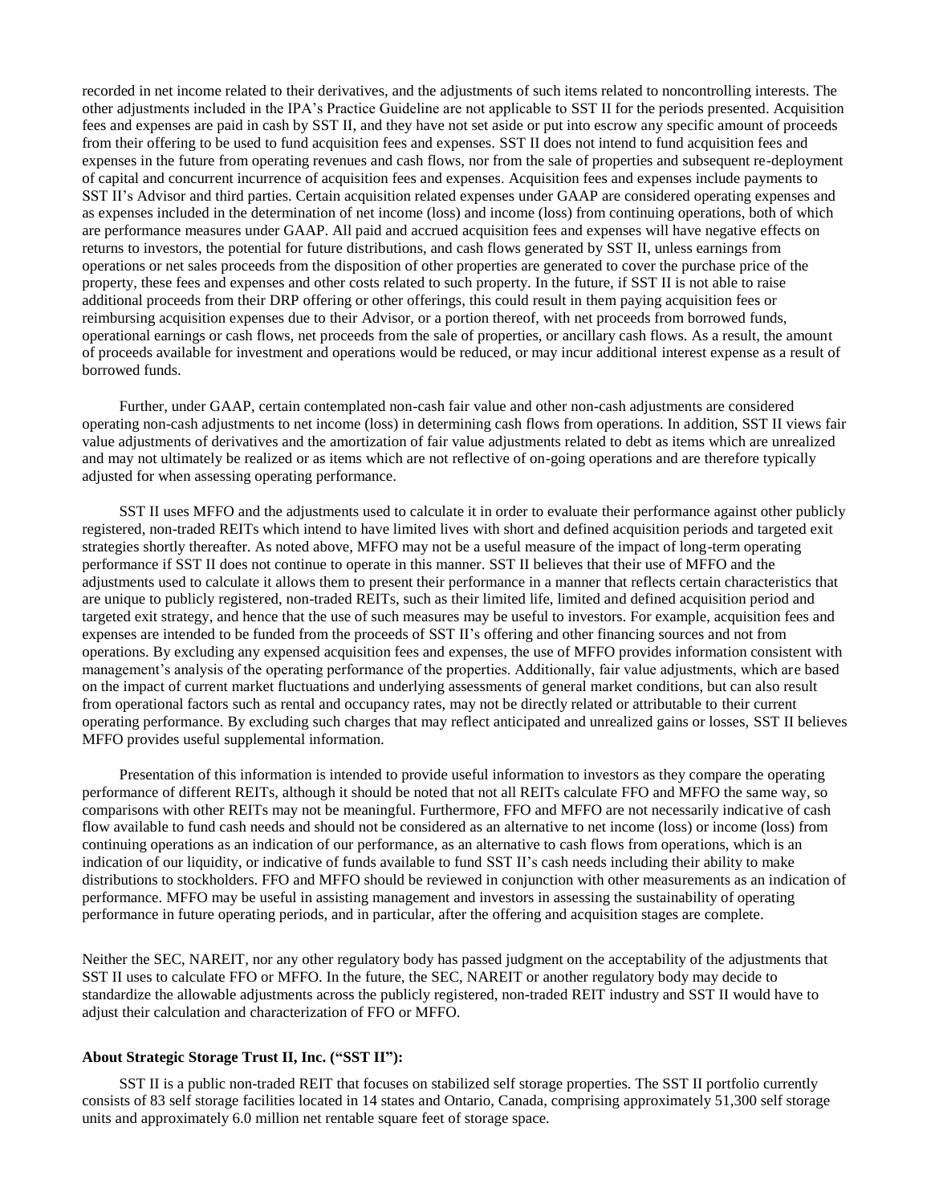recorded in net income related to their derivatives, and the adjustments of such items related to noncontrolling interests. The other adjustments included in the IPA's Practice Guideline are not applicable to SST II for the periods presented. Acquisition fees and expenses are paid in cash by SST II, and they have not set aside or put into escrow any specific amount of proceeds from their offering to be used to fund acquisition fees and expenses. SST II does not intend to fund acquisition fees and expenses in the future from operating revenues and cash flows, nor from the sale of properties and subsequent re-deployment of capital and concurrent incurrence of acquisition fees and expenses. Acquisition fees and expenses include payments to SST II's Advisor and third parties. Certain acquisition related expenses under GAAP are considered operating expenses and as expenses included in the determination of net income (loss) and income (loss) from continuing operations, both of which are performance measures under GAAP. All paid and accrued acquisition fees and expenses will have negative effects on returns to investors, the potential for future distributions, and cash flows generated by SST II, unless earnings from operations or net sales proceeds from the disposition of other properties are generated to cover the purchase price of the property, these fees and expenses and other costs related to such property. In the future, if SST II is not able to raise additional proceeds from their DRP offering or other offerings, this could result in them paying acquisition fees or reimbursing acquisition expenses due to their Advisor, or a portion thereof, with net proceeds from borrowed funds, operational earnings or cash flows, net proceeds from the sale of properties, or ancillary cash flows. As a result, the amount of proceeds available for investment and operations would be reduced, or may incur additional interest expense as a result of borrowed funds.

Further, under GAAP, certain contemplated non-cash fair value and other non-cash adjustments are considered operating non-cash adjustments to net income (loss) in determining cash flows from operations. In addition, SST II views fair value adjustments of derivatives and the amortization of fair value adjustments related to debt as items which are unrealized and may not ultimately be realized or as items which are not reflective of on-going operations and are therefore typically adjusted for when assessing operating performance.

SST II uses MFFO and the adjustments used to calculate it in order to evaluate their performance against other publicly registered, non-traded REITs which intend to have limited lives with short and defined acquisition periods and targeted exit strategies shortly thereafter. As noted above, MFFO may not be a useful measure of the impact of long-term operating performance if SST II does not continue to operate in this manner. SST II believes that their use of MFFO and the adjustments used to calculate it allows them to present their performance in a manner that reflects certain characteristics that are unique to publicly registered, non-traded REITs, such as their limited life, limited and defined acquisition period and targeted exit strategy, and hence that the use of such measures may be useful to investors. For example, acquisition fees and expenses are intended to be funded from the proceeds of SST II's offering and other financing sources and not from operations. By excluding any expensed acquisition fees and expenses, the use of MFFO provides information consistent with management's analysis of the operating performance of the properties. Additionally, fair value adjustments, which are based on the impact of current market fluctuations and underlying assessments of general market conditions, but can also result from operational factors such as rental and occupancy rates, may not be directly related or attributable to their current operating performance. By excluding such charges that may reflect anticipated and unrealized gains or losses, SST II believes MFFO provides useful supplemental information.

Presentation of this information is intended to provide useful information to investors as they compare the operating performance of different REITs, although it should be noted that not all REITs calculate FFO and MFFO the same way, so comparisons with other REITs may not be meaningful. Furthermore, FFO and MFFO are not necessarily indicative of cash flow available to fund cash needs and should not be considered as an alternative to net income (loss) or income (loss) from continuing operations as an indication of our performance, as an alternative to cash flows from operations, which is an indication of our liquidity, or indicative of funds available to fund SST II's cash needs including their ability to make distributions to stockholders. FFO and MFFO should be reviewed in conjunction with other measurements as an indication of performance. MFFO may be useful in assisting management and investors in assessing the sustainability of operating performance in future operating periods, and in particular, after the offering and acquisition stages are complete.

Neither the SEC, NAREIT, nor any other regulatory body has passed judgment on the acceptability of the adjustments that SST II uses to calculate FFO or MFFO. In the future, the SEC, NAREIT or another regulatory body may decide to standardize the allowable adjustments across the publicly registered, non-traded REIT industry and SST II would have to adjust their calculation and characterization of FFO or MFFO.

**About Strategic Storage Trust II, Inc. ("SST II"):**

SST II is a public non-traded REIT that focuses on stabilized self storage properties. The SST II portfolio currently consists of 83 self storage facilities located in 14 states and Ontario, Canada, comprising approximately 51,300 self storage units and approximately 6.0 million net rentable square feet of storage space.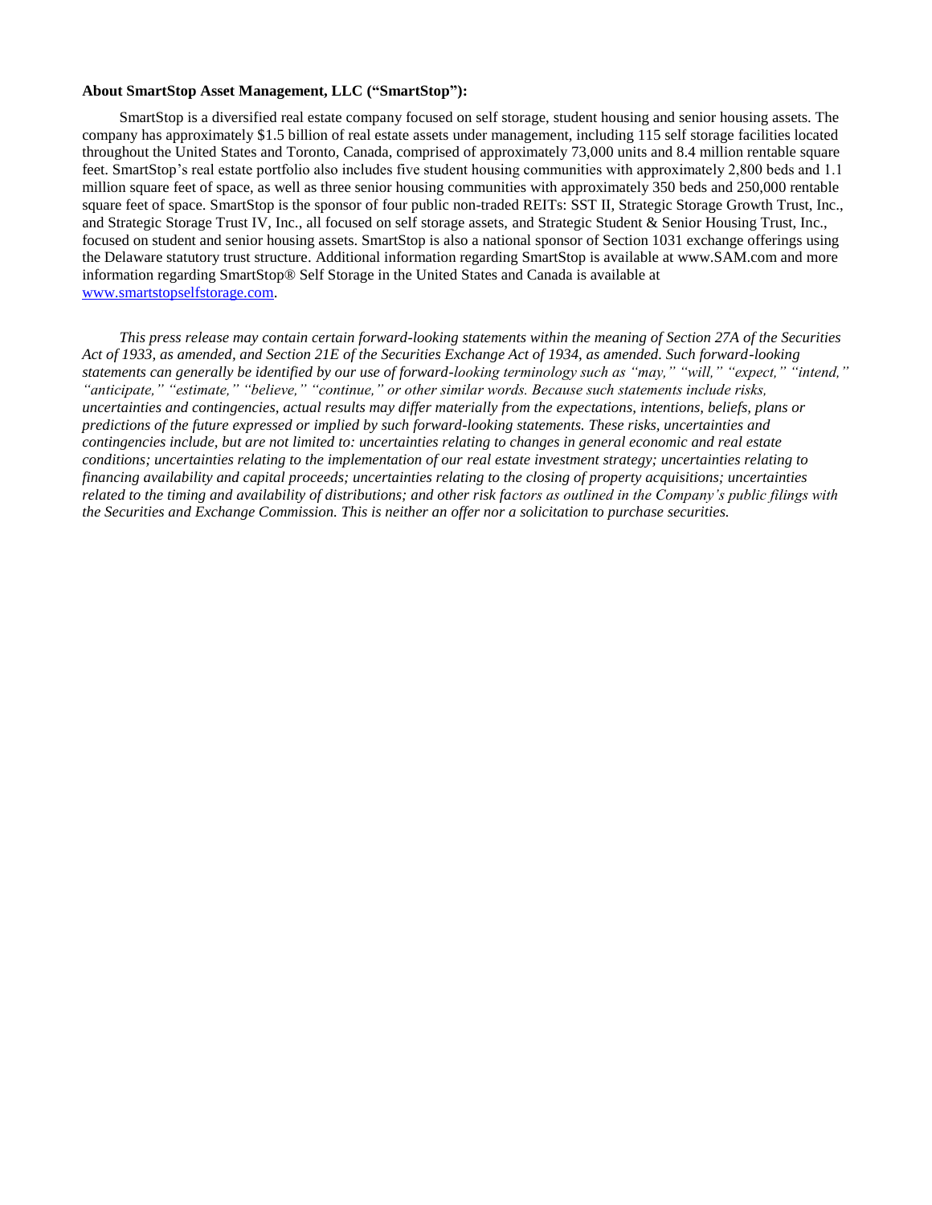**About SmartStop Asset Management, LLC ("SmartStop"):**

SmartStop is a diversified real estate company focused on self storage, student housing and senior housing assets. The company has approximately $1.5 billion of real estate assets under management, including 115 self storage facilities located throughout the United States and Toronto, Canada, comprised of approximately 73,000 units and 8.4 million rentable square feet. SmartStop's real estate portfolio also includes five student housing communities with approximately 2,800 beds and 1.1 million square feet of space, as well as three senior housing communities with approximately 350 beds and 250,000 rentable square feet of space. SmartStop is the sponsor of four public non-traded REITs: SST II, Strategic Storage Growth Trust, Inc., and Strategic Storage Trust IV, Inc., all focused on self storage assets, and Strategic Student & Senior Housing Trust, Inc., focused on student and senior housing assets. SmartStop is also a national sponsor of Section 1031 exchange offerings using the Delaware statutory trust structure. Additional information regarding SmartStop is available at www.SAM.com and more information regarding SmartStop® Self Storage in the United States and Canada is available at [www.smartstopselfstorage.com](http://www.smartstopselfstorage.com).

*This press release may contain certain forward-looking statements within the meaning of Section 27A of the Securities Act of 1933, as amended, and Section 21E of the Securities Exchange Act of 1934, as amended. Such forward-looking statements can generally be identified by our use of forward-looking terminology such as "may," "will," "expect," "intend," "anticipate," "estimate," "believe," "continue," or other similar words. Because such statements include risks, uncertainties and contingencies, actual results may differ materially from the expectations, intentions, beliefs, plans or predictions of the future expressed or implied by such forward-looking statements. These risks, uncertainties and contingencies include, but are not limited to: uncertainties relating to changes in general economic and real estate conditions; uncertainties relating to the implementation of our real estate investment strategy; uncertainties relating to financing availability and capital proceeds; uncertainties relating to the closing of property acquisitions; uncertainties related to the timing and availability of distributions; and other risk factors as outlined in the Company's public filings with the Securities and Exchange Commission. This is neither an offer nor a solicitation to purchase securities.*